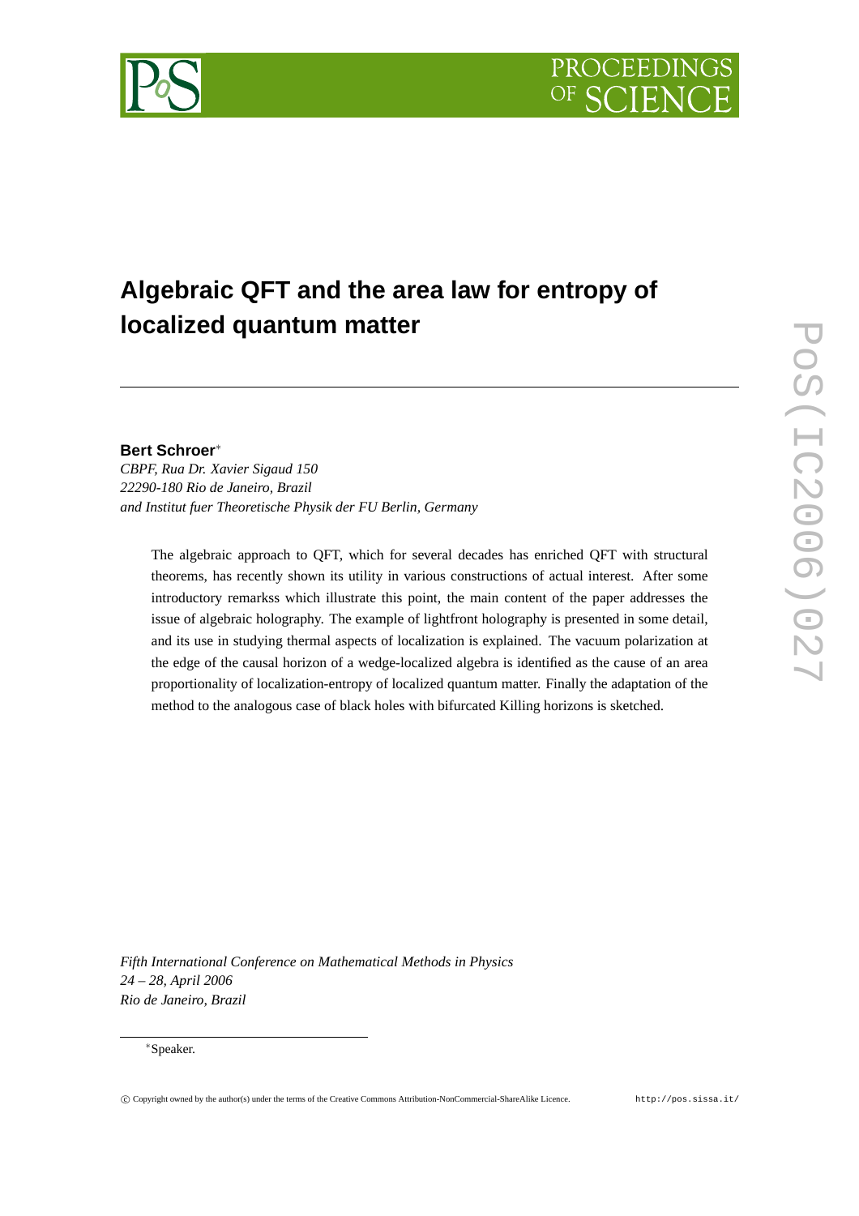# Algebraic QFT and the area law for entropy of localized quantum matter

**Bert Schroer***

*CBPF, Rua Dr. Xavier Sigaud 150*
*22290-180 Rio de Janeiro, Brazil*
*and Institut fuer Theoretische Physik der FU Berlin, Germany*

The algebraic approach to QFT, which for several decades has enriched QFT with structural theorems, has recently shown its utility in various constructions of actual interest. After some introductory remarkss which illustrate this point, the main content of the paper addresses the issue of algebraic holography. The example of lightfront holography is presented in some detail, and its use in studying thermal aspects of localization is explained. The vacuum polarization at the edge of the causal horizon of a wedge-localized algebra is identified as the cause of an area proportionality of localization-entropy of localized quantum matter. Finally the adaptation of the method to the analogous case of black holes with bifurcated Killing horizons is sketched.

*Fifth International Conference on Mathematical Methods in Physics*
*24 – 28, April 2006*
*Rio de Janeiro, Brazil*

*Speaker.

© Copyright owned by the author(s) under the terms of the Creative Commons Attribution-NonCommercial-ShareAlike Licence. http://pos.sissa.it/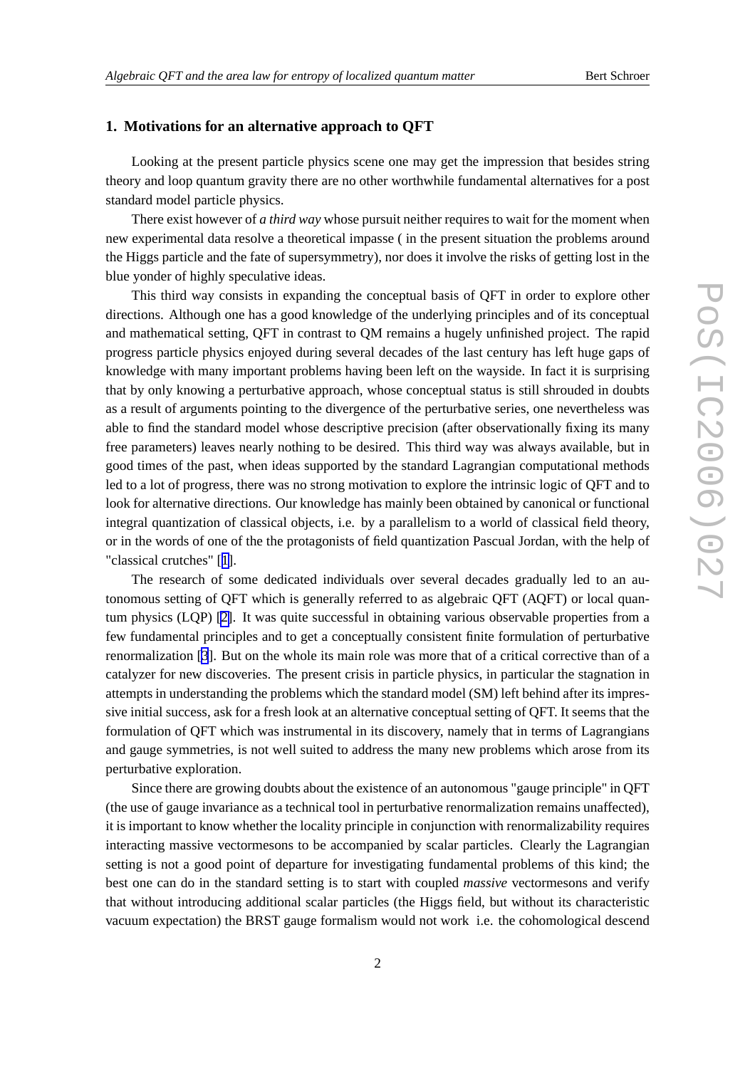## 1. Motivations for an alternative approach to QFT

Looking at the present particle physics scene one may get the impression that besides string theory and loop quantum gravity there are no other worthwhile fundamental alternatives for a post standard model particle physics.

There exist however of *a third way* whose pursuit neither requires to wait for the moment when new experimental data resolve a theoretical impasse ( in the present situation the problems around the Higgs particle and the fate of supersymmetry), nor does it involve the risks of getting lost in the blue yonder of highly speculative ideas.

This third way consists in expanding the conceptual basis of QFT in order to explore other directions. Although one has a good knowledge of the underlying principles and of its conceptual and mathematical setting, QFT in contrast to QM remains a hugely unfinished project. The rapid progress particle physics enjoyed during several decades of the last century has left huge gaps of knowledge with many important problems having been left on the wayside. In fact it is surprising that by only knowing a perturbative approach, whose conceptual status is still shrouded in doubts as a result of arguments pointing to the divergence of the perturbative series, one nevertheless was able to find the standard model whose descriptive precision (after observationally fixing its many free parameters) leaves nearly nothing to be desired. This third way was always available, but in good times of the past, when ideas supported by the standard Lagrangian computational methods led to a lot of progress, there was no strong motivation to explore the intrinsic logic of QFT and to look for alternative directions. Our knowledge has mainly been obtained by canonical or functional integral quantization of classical objects, i.e. by a parallelism to a world of classical field theory, or in the words of one of the the protagonists of field quantization Pascual Jordan, with the help of "classical crutches" [1].

The research of some dedicated individuals over several decades gradually led to an autonomous setting of QFT which is generally referred to as algebraic QFT (AQFT) or local quantum physics (LQP) [2]. It was quite successful in obtaining various observable properties from a few fundamental principles and to get a conceptually consistent finite formulation of perturbative renormalization [3]. But on the whole its main role was more that of a critical corrective than of a catalyzer for new discoveries. The present crisis in particle physics, in particular the stagnation in attempts in understanding the problems which the standard model (SM) left behind after its impressive initial success, ask for a fresh look at an alternative conceptual setting of QFT. It seems that the formulation of QFT which was instrumental in its discovery, namely that in terms of Lagrangians and gauge symmetries, is not well suited to address the many new problems which arose from its perturbative exploration.

Since there are growing doubts about the existence of an autonomous "gauge principle" in QFT (the use of gauge invariance as a technical tool in perturbative renormalization remains unaffected), it is important to know whether the locality principle in conjunction with renormalizability requires interacting massive vectormesons to be accompanied by scalar particles. Clearly the Lagrangian setting is not a good point of departure for investigating fundamental problems of this kind; the best one can do in the standard setting is to start with coupled *massive* vectormesons and verify that without introducing additional scalar particles (the Higgs field, but without its characteristic vacuum expectation) the BRST gauge formalism would not work i.e. the cohomological descend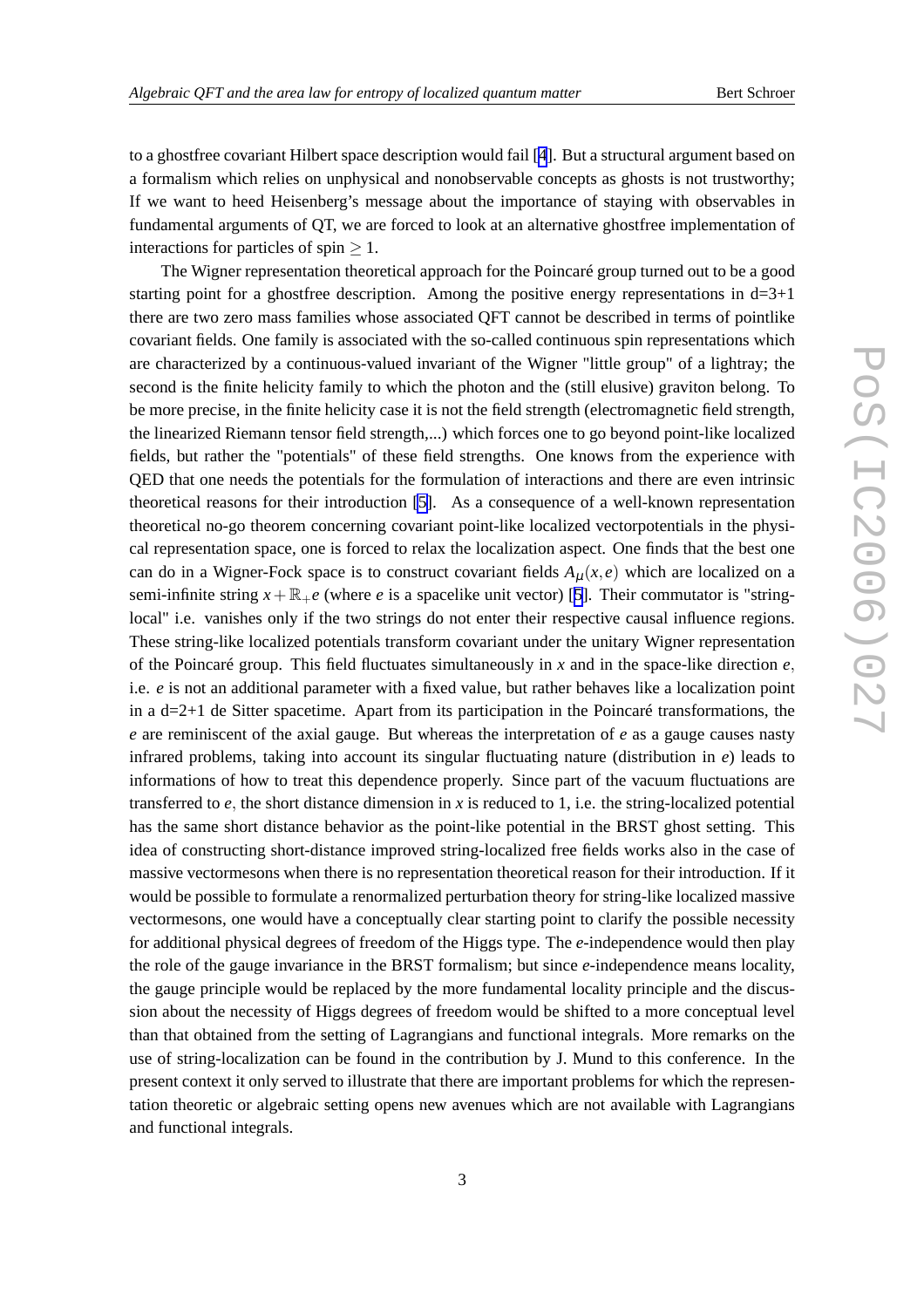to a ghostfree covariant Hilbert space description would fail [4]. But a structural argument based on a formalism which relies on unphysical and nonobservable concepts as ghosts is not trustworthy; If we want to heed Heisenberg's message about the importance of staying with observables in fundamental arguments of QT, we are forced to look at an alternative ghostfree implementation of interactions for particles of spin $\geq 1$.

The Wigner representation theoretical approach for the Poincaré group turned out to be a good starting point for a ghostfree description. Among the positive energy representations in d=3+1 there are two zero mass families whose associated QFT cannot be described in terms of pointlike covariant fields. One family is associated with the so-called continuous spin representations which are characterized by a continuous-valued invariant of the Wigner "little group" of a lightray; the second is the finite helicity family to which the photon and the (still elusive) graviton belong. To be more precise, in the finite helicity case it is not the field strength (electromagnetic field strength, the linearized Riemann tensor field strength,...) which forces one to go beyond point-like localized fields, but rather the "potentials" of these field strengths. One knows from the experience with QED that one needs the potentials for the formulation of interactions and there are even intrinsic theoretical reasons for their introduction [5]. As a consequence of a well-known representation theoretical no-go theorem concerning covariant point-like localized vectorpotentials in the physical representation space, one is forced to relax the localization aspect. One finds that the best one can do in a Wigner-Fock space is to construct covariant fields $A_\mu(x,e)$ which are localized on a semi-infinite string $x+\mathbb{R}_+e$ (where $e$ is a spacelike unit vector) [5]. Their commutator is "string-local" i.e. vanishes only if the two strings do not enter their respective causal influence regions. These string-like localized potentials transform covariant under the unitary Wigner representation of the Poincaré group. This field fluctuates simultaneously in $x$ and in the space-like direction $e$, i.e. $e$ is not an additional parameter with a fixed value, but rather behaves like a localization point in a d=2+1 de Sitter spacetime. Apart from its participation in the Poincaré transformations, the $e$ are reminiscent of the axial gauge. But whereas the interpretation of $e$ as a gauge causes nasty infrared problems, taking into account its singular fluctuating nature (distribution in $e$) leads to informations of how to treat this dependence properly. Since part of the vacuum fluctuations are transferred to $e$, the short distance dimension in $x$ is reduced to 1, i.e. the string-localized potential has the same short distance behavior as the point-like potential in the BRST ghost setting. This idea of constructing short-distance improved string-localized free fields works also in the case of massive vectormesons when there is no representation theoretical reason for their introduction. If it would be possible to formulate a renormalized perturbation theory for string-like localized massive vectormesons, one would have a conceptually clear starting point to clarify the possible necessity for additional physical degrees of freedom of the Higgs type. The $e$-independence would then play the role of the gauge invariance in the BRST formalism; but since $e$-independence means locality, the gauge principle would be replaced by the more fundamental locality principle and the discussion about the necessity of Higgs degrees of freedom would be shifted to a more conceptual level than that obtained from the setting of Lagrangians and functional integrals. More remarks on the use of string-localization can be found in the contribution by J. Mund to this conference. In the present context it only served to illustrate that there are important problems for which the representation theoretic or algebraic setting opens new avenues which are not available with Lagrangians and functional integrals.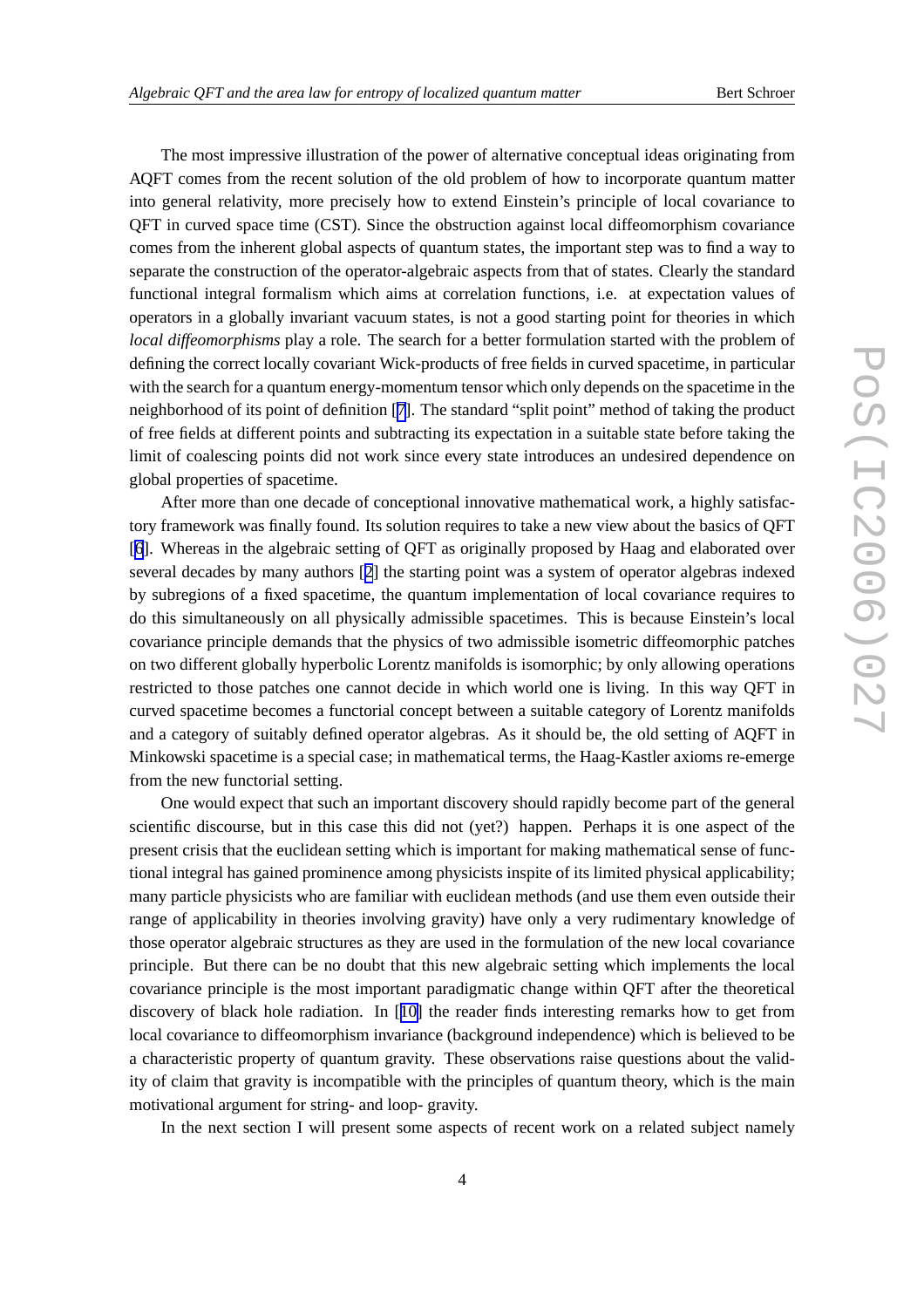The most impressive illustration of the power of alternative conceptual ideas originating from AQFT comes from the recent solution of the old problem of how to incorporate quantum matter into general relativity, more precisely how to extend Einstein's principle of local covariance to QFT in curved space time (CST). Since the obstruction against local diffeomorphism covariance comes from the inherent global aspects of quantum states, the important step was to find a way to separate the construction of the operator-algebraic aspects from that of states. Clearly the standard functional integral formalism which aims at correlation functions, i.e. at expectation values of operators in a globally invariant vacuum states, is not a good starting point for theories in which *local diffeomorphisms* play a role. The search for a better formulation started with the problem of defining the correct locally covariant Wick-products of free fields in curved spacetime, in particular with the search for a quantum energy-momentum tensor which only depends on the spacetime in the neighborhood of its point of definition [7]. The standard "split point" method of taking the product of free fields at different points and subtracting its expectation in a suitable state before taking the limit of coalescing points did not work since every state introduces an undesired dependence on global properties of spacetime.

After more than one decade of conceptional innovative mathematical work, a highly satisfactory framework was finally found. Its solution requires to take a new view about the basics of QFT [6]. Whereas in the algebraic setting of QFT as originally proposed by Haag and elaborated over several decades by many authors [2] the starting point was a system of operator algebras indexed by subregions of a fixed spacetime, the quantum implementation of local covariance requires to do this simultaneously on all physically admissible spacetimes. This is because Einstein's local covariance principle demands that the physics of two admissible isometric diffeomorphic patches on two different globally hyperbolic Lorentz manifolds is isomorphic; by only allowing operations restricted to those patches one cannot decide in which world one is living. In this way QFT in curved spacetime becomes a functorial concept between a suitable category of Lorentz manifolds and a category of suitably defined operator algebras. As it should be, the old setting of AQFT in Minkowski spacetime is a special case; in mathematical terms, the Haag-Kastler axioms re-emerge from the new functorial setting.

One would expect that such an important discovery should rapidly become part of the general scientific discourse, but in this case this did not (yet?) happen. Perhaps it is one aspect of the present crisis that the euclidean setting which is important for making mathematical sense of functional integral has gained prominence among physicists inspite of its limited physical applicability; many particle physicists who are familiar with euclidean methods (and use them even outside their range of applicability in theories involving gravity) have only a very rudimentary knowledge of those operator algebraic structures as they are used in the formulation of the new local covariance principle. But there can be no doubt that this new algebraic setting which implements the local covariance principle is the most important paradigmatic change within QFT after the theoretical discovery of black hole radiation. In [10] the reader finds interesting remarks how to get from local covariance to diffeomorphism invariance (background independence) which is believed to be a characteristic property of quantum gravity. These observations raise questions about the validity of claim that gravity is incompatible with the principles of quantum theory, which is the main motivational argument for string- and loop- gravity.

In the next section I will present some aspects of recent work on a related subject namely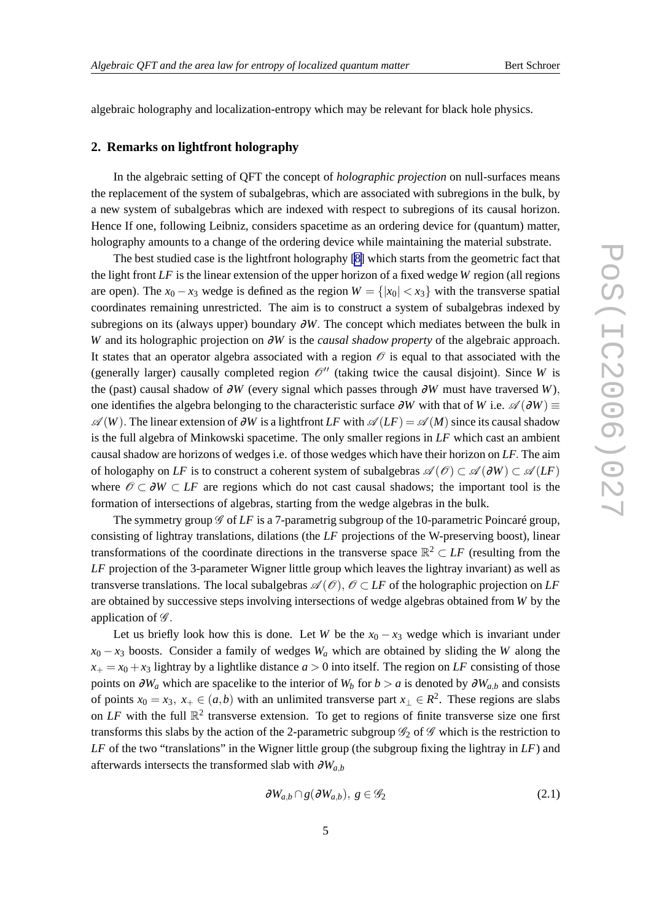algebraic holography and localization-entropy which may be relevant for black hole physics.

## 2. Remarks on lightfront holography

In the algebraic setting of QFT the concept of *holographic projection* on null-surfaces means the replacement of the system of subalgebras, which are associated with subregions in the bulk, by a new system of subalgebras which are indexed with respect to subregions of its causal horizon. Hence If one, following Leibniz, considers spacetime as an ordering device for (quantum) matter, holography amounts to a change of the ordering device while maintaining the material substrate.

The best studied case is the lightfront holography [8] which starts from the geometric fact that the light front $LF$ is the linear extension of the upper horizon of a fixed wedge $W$ region (all regions are open). The $x_0 - x_3$ wedge is defined as the region $W = \{|x_0| < x_3\}$ with the transverse spatial coordinates remaining unrestricted. The aim is to construct a system of subalgebras indexed by subregions on its (always upper) boundary $\partial W$. The concept which mediates between the bulk in $W$ and its holographic projection on $\partial W$ is the *causal shadow property* of the algebraic approach. It states that an operator algebra associated with a region $\mathscr{O}$ is equal to that associated with the (generally larger) causally completed region $\mathscr{O}''$ (taking twice the causal disjoint). Since $W$ is the (past) causal shadow of $\partial W$ (every signal which passes through $\partial W$ must have traversed $W$), one identifies the algebra belonging to the characteristic surface $\partial W$ with that of $W$ i.e. $\mathscr{A}(\partial W) \equiv \mathscr{A}(W)$. The linear extension of $\partial W$ is a lightfront $LF$ with $\mathscr{A}(LF) = \mathscr{A}(M)$ since its causal shadow is the full algebra of Minkowski spacetime. The only smaller regions in $LF$ which cast an ambient causal shadow are horizons of wedges i.e. of those wedges which have their horizon on $LF$. The aim of hologaphy on $LF$ is to construct a coherent system of subalgebras $\mathscr{A}(\mathscr{O}) \subset \mathscr{A}(\partial W) \subset \mathscr{A}(LF)$ where $\mathscr{O} \subset \partial W \subset LF$ are regions which do not cast causal shadows; the important tool is the formation of intersections of algebras, starting from the wedge algebras in the bulk.

The symmetry group $\mathscr{G}$ of $LF$ is a 7-parametrig subgroup of the 10-parametric Poincaré group, consisting of lightray translations, dilations (the $LF$ projections of the W-preserving boost), linear transformations of the coordinate directions in the transverse space $\mathbb{R}^2 \subset LF$ (resulting from the $LF$ projection of the 3-parameter Wigner little group which leaves the lightray invariant) as well as transverse translations. The local subalgebras $\mathscr{A}(\mathscr{O}),\, \mathscr{O} \subset LF$ of the holographic projection on $LF$ are obtained by successive steps involving intersections of wedge algebras obtained from $W$ by the application of $\mathscr{G}$.

Let us briefly look how this is done. Let $W$ be the $x_0 - x_3$ wedge which is invariant under $x_0 - x_3$ boosts. Consider a family of wedges $W_a$ which are obtained by sliding the $W$ along the $x_+ = x_0 + x_3$ lightray by a lightlike distance $a > 0$ into itself. The region on $LF$ consisting of those points on $\partial W_a$ which are spacelike to the interior of $W_b$ for $b > a$ is denoted by $\partial W_{a,b}$ and consists of points $x_0 = x_3,\ x_+ \in (a,b)$ with an unlimited transverse part $x_\perp \in R^2$. These regions are slabs on $LF$ with the full $\mathbb{R}^2$ transverse extension. To get to regions of finite transverse size one first transforms this slabs by the action of the 2-parametric subgroup $\mathscr{G}_2$ of $\mathscr{G}$ which is the restriction to $LF$ of the two "translations" in the Wigner little group (the subgroup fixing the lightray in $LF$) and afterwards intersects the transformed slab with $\partial W_{a,b}$

$$\partial W_{a,b} \cap g(\partial W_{a,b}),\ g \in \mathscr{G}_2 \tag{2.1}$$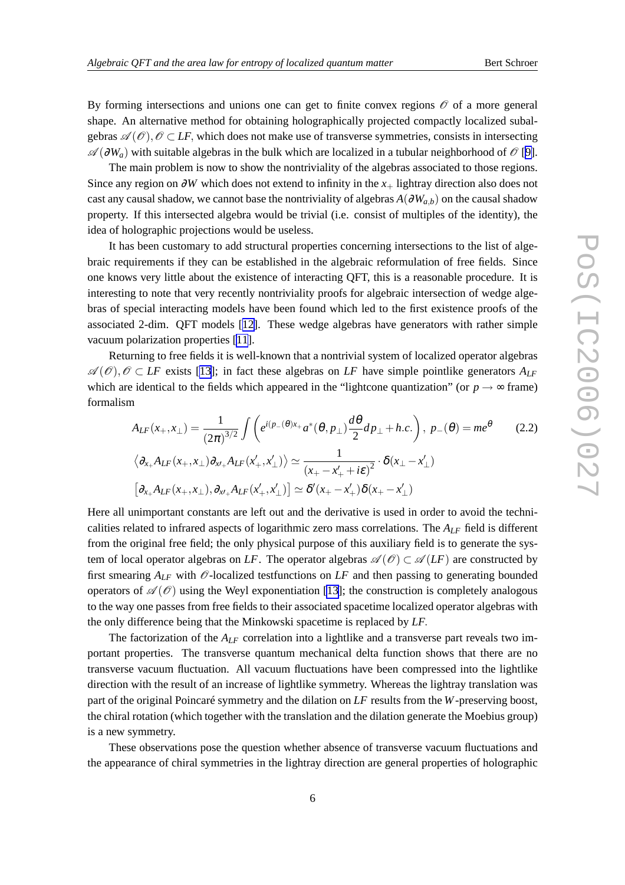By forming intersections and unions one can get to finite convex regions $\mathcal{O}$ of a more general shape. An alternative method for obtaining holographically projected compactly localized subalgebras $\mathscr{A}(\mathcal{O}), \mathcal{O} \subset LF$, which does not make use of transverse symmetries, consists in intersecting $\mathscr{A}(\partial W_a)$ with suitable algebras in the bulk which are localized in a tubular neighborhood of $\mathcal{O}$ [9].

The main problem is now to show the nontriviality of the algebras associated to those regions. Since any region on $\partial W$ which does not extend to infinity in the $x_+$ lightray direction also does not cast any causal shadow, we cannot base the nontriviality of algebras $A(\partial W_{a,b})$ on the causal shadow property. If this intersected algebra would be trivial (i.e. consist of multiples of the identity), the idea of holographic projections would be useless.

It has been customary to add structural properties concerning intersections to the list of algebraic requirements if they can be established in the algebraic reformulation of free fields. Since one knows very little about the existence of interacting QFT, this is a reasonable procedure. It is interesting to note that very recently nontriviality proofs for algebraic intersection of wedge algebras of special interacting models have been found which led to the first existence proofs of the associated 2-dim. QFT models [12]. These wedge algebras have generators with rather simple vacuum polarization properties [11].

Returning to free fields it is well-known that a nontrivial system of localized operator algebras $\mathscr{A}(\mathcal{O}), \mathcal{O} \subset LF$ exists [13]; in fact these algebras on $LF$ have simple pointlike generators $A_{LF}$ which are identical to the fields which appeared in the "lightcone quantization" (or $p \to \infty$ frame) formalism

$$A_{LF}(x_+, x_\perp) = \frac{1}{(2\pi)^{3/2}} \int \left( e^{i(p_-(\theta)x_+} a^*(\theta, p_\perp) \frac{d\theta}{2} dp_\perp + h.c. \right), \; p_-(\theta) = me^\theta \tag{2.2}$$

$$\left\langle \partial_{x_+} A_{LF}(x_+, x_\perp) \partial_{x'_+} A_{LF}(x'_+, x'_\perp) \right\rangle \simeq \frac{1}{(x_+ - x'_+ + i\varepsilon)^2} \cdot \delta(x_\perp - x'_\perp)$$

$$\left[ \partial_{x_+} A_{LF}(x_+, x_\perp), \partial_{x'_+} A_{LF}(x'_+, x'_\perp) \right] \simeq \delta'(x_+ - x'_+) \delta(x_+ - x'_\perp)$$

Here all unimportant constants are left out and the derivative is used in order to avoid the technicalities related to infrared aspects of logarithmic zero mass correlations. The $A_{LF}$ field is different from the original free field; the only physical purpose of this auxiliary field is to generate the system of local operator algebras on $LF$. The operator algebras $\mathscr{A}(\mathcal{O}) \subset \mathscr{A}(LF)$ are constructed by first smearing $A_{LF}$ with $\mathcal{O}$-localized testfunctions on $LF$ and then passing to generating bounded operators of $\mathscr{A}(\mathcal{O})$ using the Weyl exponentiation [13]; the construction is completely analogous to the way one passes from free fields to their associated spacetime localized operator algebras with the only difference being that the Minkowski spacetime is replaced by $LF$.

The factorization of the $A_{LF}$ correlation into a lightlike and a transverse part reveals two important properties. The transverse quantum mechanical delta function shows that there are no transverse vacuum fluctuation. All vacuum fluctuations have been compressed into the lightlike direction with the result of an increase of lightlike symmetry. Whereas the lightray translation was part of the original Poincaré symmetry and the dilation on $LF$ results from the $W$-preserving boost, the chiral rotation (which together with the translation and the dilation generate the Moebius group) is a new symmetry.

These observations pose the question whether absence of transverse vacuum fluctuations and the appearance of chiral symmetries in the lightray direction are general properties of holographic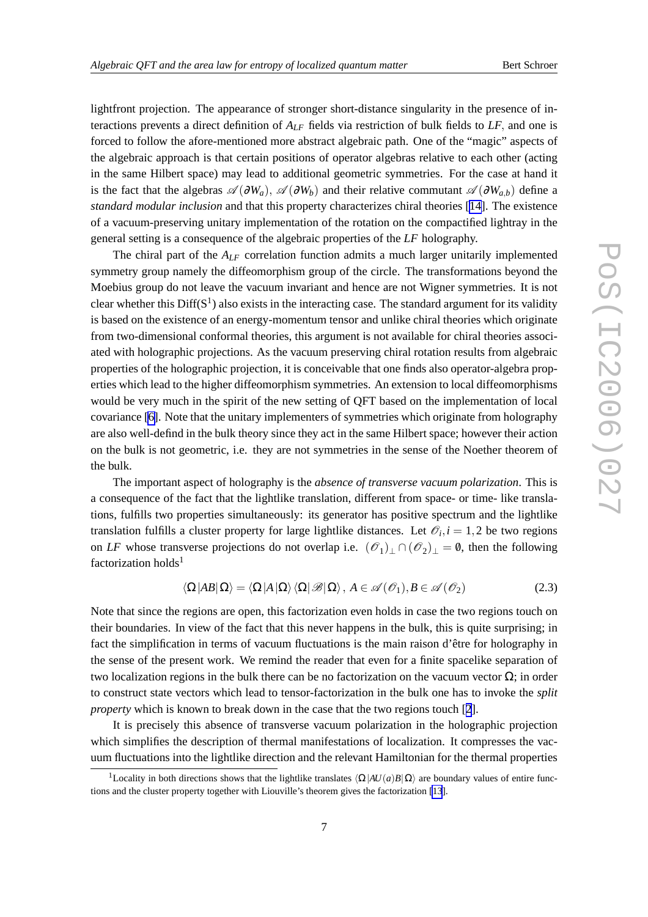lightfront projection. The appearance of stronger short-distance singularity in the presence of interactions prevents a direct definition of $A_{LF}$ fields via restriction of bulk fields to $LF$, and one is forced to follow the afore-mentioned more abstract algebraic path. One of the "magic" aspects of the algebraic approach is that certain positions of operator algebras relative to each other (acting in the same Hilbert space) may lead to additional geometric symmetries. For the case at hand it is the fact that the algebras $\mathscr{A}(\partial W_a)$, $\mathscr{A}(\partial W_b)$ and their relative commutant $\mathscr{A}(\partial W_{a,b})$ define a *standard modular inclusion* and that this property characterizes chiral theories [14]. The existence of a vacuum-preserving unitary implementation of the rotation on the compactified lightray in the general setting is a consequence of the algebraic properties of the $LF$ holography.

The chiral part of the $A_{LF}$ correlation function admits a much larger unitarily implemented symmetry group namely the diffeomorphism group of the circle. The transformations beyond the Moebius group do not leave the vacuum invariant and hence are not Wigner symmetries. It is not clear whether this $\mathrm{Diff}(S^1)$ also exists in the interacting case. The standard argument for its validity is based on the existence of an energy-momentum tensor and unlike chiral theories which originate from two-dimensional conformal theories, this argument is not available for chiral theories associated with holographic projections. As the vacuum preserving chiral rotation results from algebraic properties of the holographic projection, it is conceivable that one finds also operator-algebra properties which lead to the higher diffeomorphism symmetries. An extension to local diffeomorphisms would be very much in the spirit of the new setting of QFT based on the implementation of local covariance [6]. Note that the unitary implementers of symmetries which originate from holography are also well-defind in the bulk theory since they act in the same Hilbert space; however their action on the bulk is not geometric, i.e. they are not symmetries in the sense of the Noether theorem of the bulk.

The important aspect of holography is the *absence of transverse vacuum polarization*. This is a consequence of the fact that the lightlike translation, different from space- or time- like translations, fulfills two properties simultaneously: its generator has positive spectrum and the lightlike translation fulfills a cluster property for large lightlike distances. Let $\mathscr{O}_i, i = 1,2$ be two regions on $LF$ whose transverse projections do not overlap i.e. $(\mathscr{O}_1)_\perp \cap (\mathscr{O}_2)_\perp = \emptyset$, then the following factorization holds[1]

$$\langle\Omega|AB|\Omega\rangle = \langle\Omega|A|\Omega\rangle\langle\Omega|\mathscr{B}|\Omega\rangle\,,\; A \in \mathscr{A}(\mathscr{O}_1), B \in \mathscr{A}(\mathscr{O}_2) \tag{2.3}$$

Note that since the regions are open, this factorization even holds in case the two regions touch on their boundaries. In view of the fact that this never happens in the bulk, this is quite surprising; in fact the simplification in terms of vacuum fluctuations is the main raison d'être for holography in the sense of the present work. We remind the reader that even for a finite spacelike separation of two localization regions in the bulk there can be no factorization on the vacuum vector $\Omega$; in order to construct state vectors which lead to tensor-factorization in the bulk one has to invoke the *split property* which is known to break down in the case that the two regions touch [2].

It is precisely this absence of transverse vacuum polarization in the holographic projection which simplifies the description of thermal manifestations of localization. It compresses the vacuum fluctuations into the lightlike direction and the relevant Hamiltonian for the thermal properties

[1] Locality in both directions shows that the lightlike translates $\langle\Omega|AU(a)B|\Omega\rangle$ are boundary values of entire functions and the cluster property together with Liouville's theorem gives the factorization [13].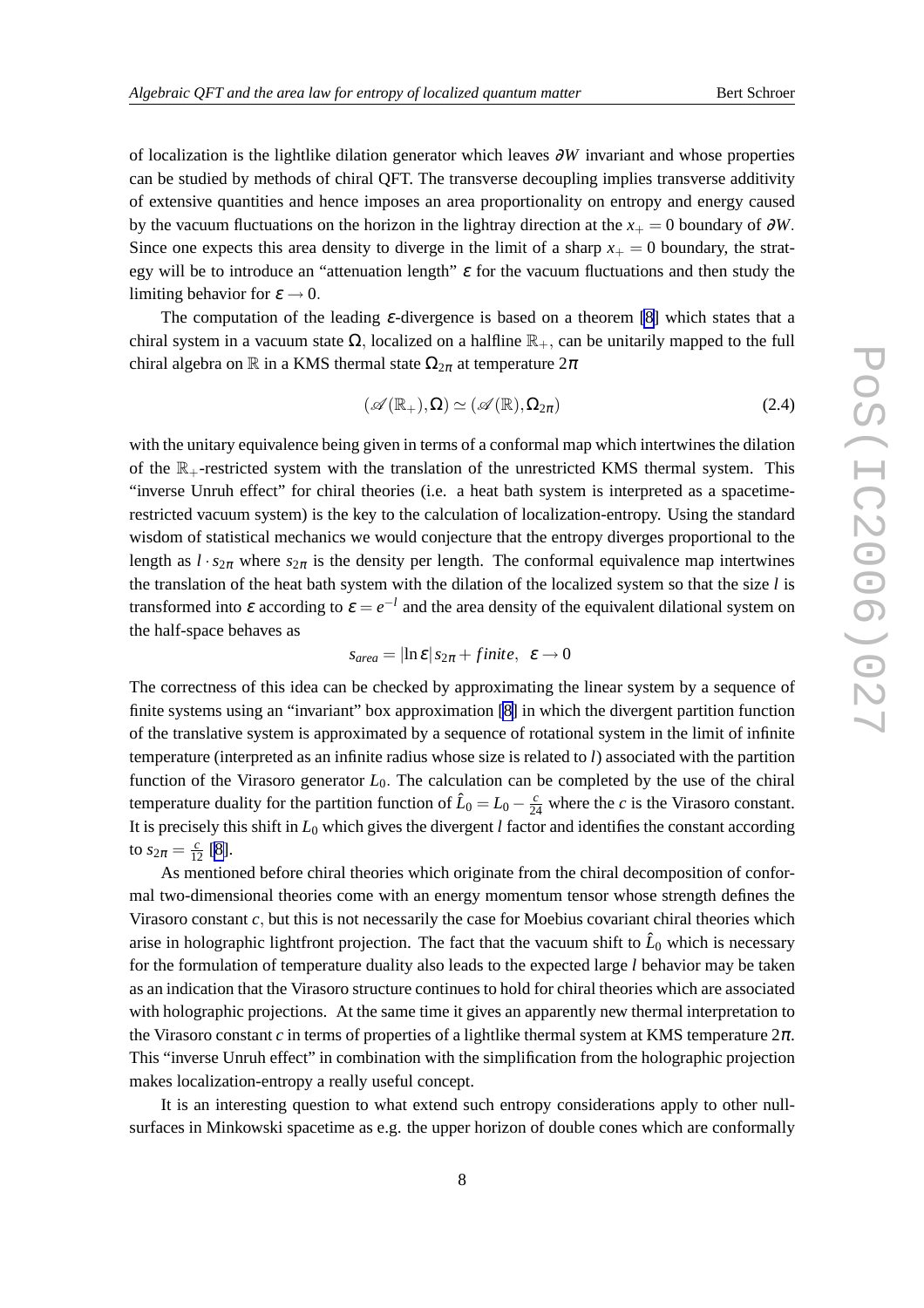of localization is the lightlike dilation generator which leaves $\partial W$ invariant and whose properties can be studied by methods of chiral QFT. The transverse decoupling implies transverse additivity of extensive quantities and hence imposes an area proportionality on entropy and energy caused by the vacuum fluctuations on the horizon in the lightray direction at the $x_+ = 0$ boundary of $\partial W$. Since one expects this area density to diverge in the limit of a sharp $x_+ = 0$ boundary, the strategy will be to introduce an "attenuation length" $\varepsilon$ for the vacuum fluctuations and then study the limiting behavior for $\varepsilon \to 0$.

The computation of the leading $\varepsilon$-divergence is based on a theorem [8] which states that a chiral system in a vacuum state $\Omega$, localized on a halfline $\mathbb{R}_+$, can be unitarily mapped to the full chiral algebra on $\mathbb{R}$ in a KMS thermal state $\Omega_{2\pi}$ at temperature $2\pi$

$$(\mathscr{A}(\mathbb{R}_+), \Omega) \simeq (\mathscr{A}(\mathbb{R}), \Omega_{2\pi}) \tag{2.4}$$

with the unitary equivalence being given in terms of a conformal map which intertwines the dilation of the $\mathbb{R}_+$-restricted system with the translation of the unrestricted KMS thermal system. This "inverse Unruh effect" for chiral theories (i.e. a heat bath system is interpreted as a spacetime-restricted vacuum system) is the key to the calculation of localization-entropy. Using the standard wisdom of statistical mechanics we would conjecture that the entropy diverges proportional to the length as $l \cdot s_{2\pi}$ where $s_{2\pi}$ is the density per length. The conformal equivalence map intertwines the translation of the heat bath system with the dilation of the localized system so that the size $l$ is transformed into $\varepsilon$ according to $\varepsilon = e^{-l}$ and the area density of the equivalent dilational system on the half-space behaves as

$$s_{area} = |\ln \varepsilon| \, s_{2\pi} + finite, \;\; \varepsilon \to 0$$

The correctness of this idea can be checked by approximating the linear system by a sequence of finite systems using an "invariant" box approximation [8] in which the divergent partition function of the translative system is approximated by a sequence of rotational system in the limit of infinite temperature (interpreted as an infinite radius whose size is related to $l$) associated with the partition function of the Virasoro generator $L_0$. The calculation can be completed by the use of the chiral temperature duality for the partition function of $\hat{L}_0 = L_0 - \frac{c}{24}$ where the $c$ is the Virasoro constant. It is precisely this shift in $L_0$ which gives the divergent $l$ factor and identifies the constant according to $s_{2\pi} = \frac{c}{12}$ [8].

As mentioned before chiral theories which originate from the chiral decomposition of conformal two-dimensional theories come with an energy momentum tensor whose strength defines the Virasoro constant $c$, but this is not necessarily the case for Moebius covariant chiral theories which arise in holographic lightfront projection. The fact that the vacuum shift to $\hat{L}_0$ which is necessary for the formulation of temperature duality also leads to the expected large $l$ behavior may be taken as an indication that the Virasoro structure continues to hold for chiral theories which are associated with holographic projections. At the same time it gives an apparently new thermal interpretation to the Virasoro constant $c$ in terms of properties of a lightlike thermal system at KMS temperature $2\pi$. This "inverse Unruh effect" in combination with the simplification from the holographic projection makes localization-entropy a really useful concept.

It is an interesting question to what extend such entropy considerations apply to other null-surfaces in Minkowski spacetime as e.g. the upper horizon of double cones which are conformally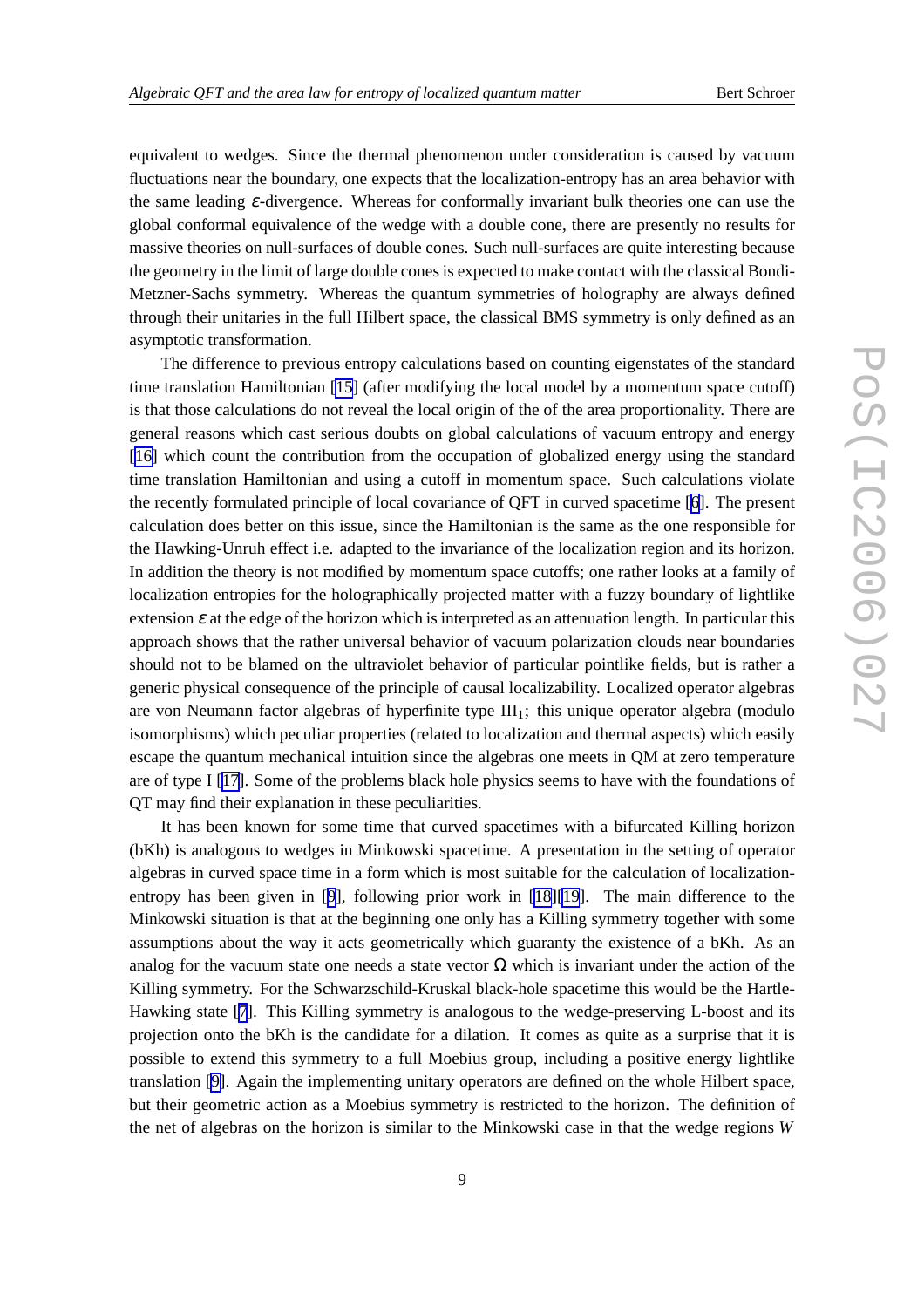equivalent to wedges. Since the thermal phenomenon under consideration is caused by vacuum fluctuations near the boundary, one expects that the localization-entropy has an area behavior with the same leading $\varepsilon$-divergence. Whereas for conformally invariant bulk theories one can use the global conformal equivalence of the wedge with a double cone, there are presently no results for massive theories on null-surfaces of double cones. Such null-surfaces are quite interesting because the geometry in the limit of large double cones is expected to make contact with the classical Bondi-Metzner-Sachs symmetry. Whereas the quantum symmetries of holography are always defined through their unitaries in the full Hilbert space, the classical BMS symmetry is only defined as an asymptotic transformation.

The difference to previous entropy calculations based on counting eigenstates of the standard time translation Hamiltonian [15] (after modifying the local model by a momentum space cutoff) is that those calculations do not reveal the local origin of the of the area proportionality. There are general reasons which cast serious doubts on global calculations of vacuum entropy and energy [16] which count the contribution from the occupation of globalized energy using the standard time translation Hamiltonian and using a cutoff in momentum space. Such calculations violate the recently formulated principle of local covariance of QFT in curved spacetime [6]. The present calculation does better on this issue, since the Hamiltonian is the same as the one responsible for the Hawking-Unruh effect i.e. adapted to the invariance of the localization region and its horizon. In addition the theory is not modified by momentum space cutoffs; one rather looks at a family of localization entropies for the holographically projected matter with a fuzzy boundary of lightlike extension $\varepsilon$ at the edge of the horizon which is interpreted as an attenuation length. In particular this approach shows that the rather universal behavior of vacuum polarization clouds near boundaries should not to be blamed on the ultraviolet behavior of particular pointlike fields, but is rather a generic physical consequence of the principle of causal localizability. Localized operator algebras are von Neumann factor algebras of hyperfinite type $\mathrm{III}_1$; this unique operator algebra (modulo isomorphisms) which peculiar properties (related to localization and thermal aspects) which easily escape the quantum mechanical intuition since the algebras one meets in QM at zero temperature are of type I [17]. Some of the problems black hole physics seems to have with the foundations of QT may find their explanation in these peculiarities.

It has been known for some time that curved spacetimes with a bifurcated Killing horizon (bKh) is analogous to wedges in Minkowski spacetime. A presentation in the setting of operator algebras in curved space time in a form which is most suitable for the calculation of localization-entropy has been given in [9], following prior work in [18][19]. The main difference to the Minkowski situation is that at the beginning one only has a Killing symmetry together with some assumptions about the way it acts geometrically which guaranty the existence of a bKh. As an analog for the vacuum state one needs a state vector $\Omega$ which is invariant under the action of the Killing symmetry. For the Schwarzschild-Kruskal black-hole spacetime this would be the Hartle-Hawking state [7]. This Killing symmetry is analogous to the wedge-preserving L-boost and its projection onto the bKh is the candidate for a dilation. It comes as quite as a surprise that it is possible to extend this symmetry to a full Moebius group, including a positive energy lightlike translation [9]. Again the implementing unitary operators are defined on the whole Hilbert space, but their geometric action as a Moebius symmetry is restricted to the horizon. The definition of the net of algebras on the horizon is similar to the Minkowski case in that the wedge regions $W$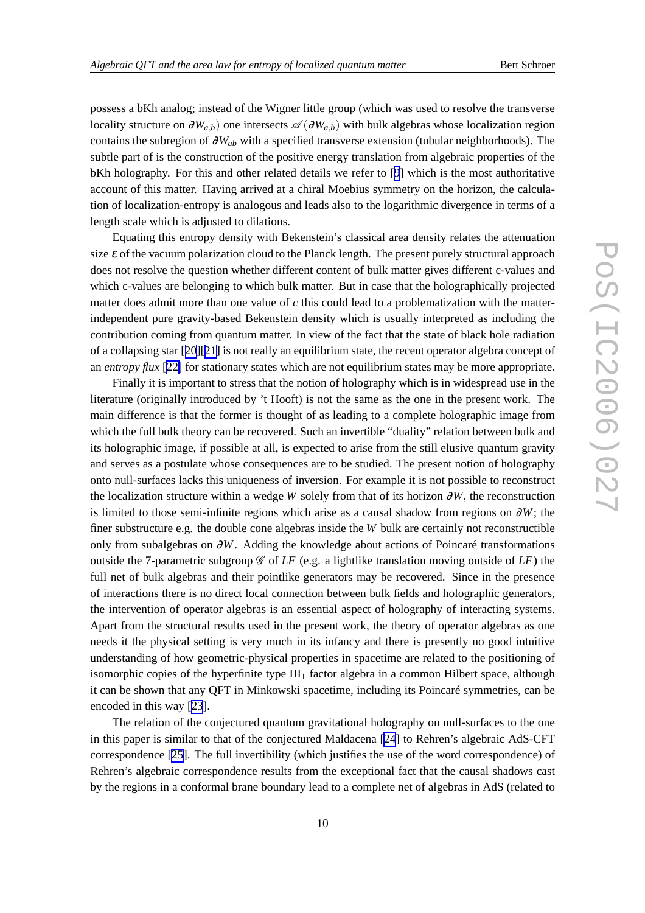possess a bKh analog; instead of the Wigner little group (which was used to resolve the transverse locality structure on $\partial W_{a,b}$) one intersects $\mathscr{A}(\partial W_{a,b})$ with bulk algebras whose localization region contains the subregion of $\partial W_{ab}$ with a specified transverse extension (tubular neighborhoods). The subtle part of is the construction of the positive energy translation from algebraic properties of the bKh holography. For this and other related details we refer to [9] which is the most authoritative account of this matter. Having arrived at a chiral Moebius symmetry on the horizon, the calculation of localization-entropy is analogous and leads also to the logarithmic divergence in terms of a length scale which is adjusted to dilations.

Equating this entropy density with Bekenstein's classical area density relates the attenuation size $\varepsilon$ of the vacuum polarization cloud to the Planck length. The present purely structural approach does not resolve the question whether different content of bulk matter gives different c-values and which c-values are belonging to which bulk matter. But in case that the holographically projected matter does admit more than one value of $c$ this could lead to a problematization with the matter-independent pure gravity-based Bekenstein density which is usually interpreted as including the contribution coming from quantum matter. In view of the fact that the state of black hole radiation of a collapsing star [20][21] is not really an equilibrium state, the recent operator algebra concept of an *entropy flux* [22] for stationary states which are not equilibrium states may be more appropriate.

Finally it is important to stress that the notion of holography which is in widespread use in the literature (originally introduced by 't Hooft) is not the same as the one in the present work. The main difference is that the former is thought of as leading to a complete holographic image from which the full bulk theory can be recovered. Such an invertible "duality" relation between bulk and its holographic image, if possible at all, is expected to arise from the still elusive quantum gravity and serves as a postulate whose consequences are to be studied. The present notion of holography onto null-surfaces lacks this uniqueness of inversion. For example it is not possible to reconstruct the localization structure within a wedge $W$ solely from that of its horizon $\partial W$, the reconstruction is limited to those semi-infinite regions which arise as a causal shadow from regions on $\partial W$; the finer substructure e.g. the double cone algebras inside the $W$ bulk are certainly not reconstructible only from subalgebras on $\partial W$. Adding the knowledge about actions of Poincaré transformations outside the 7-parametric subgroup $\mathscr{G}$ of $LF$ (e.g. a lightlike translation moving outside of $LF$) the full net of bulk algebras and their pointlike generators may be recovered. Since in the presence of interactions there is no direct local connection between bulk fields and holographic generators, the intervention of operator algebras is an essential aspect of holography of interacting systems. Apart from the structural results used in the present work, the theory of operator algebras as one needs it the physical setting is very much in its infancy and there is presently no good intuitive understanding of how geometric-physical properties in spacetime are related to the positioning of isomorphic copies of the hyperfinite type $\mathrm{III}_1$ factor algebra in a common Hilbert space, although it can be shown that any QFT in Minkowski spacetime, including its Poincaré symmetries, can be encoded in this way [23].

The relation of the conjectured quantum gravitational holography on null-surfaces to the one in this paper is similar to that of the conjectured Maldacena [24] to Rehren's algebraic AdS-CFT correspondence [25]. The full invertibility (which justifies the use of the word correspondence) of Rehren's algebraic correspondence results from the exceptional fact that the causal shadows cast by the regions in a conformal brane boundary lead to a complete net of algebras in AdS (related to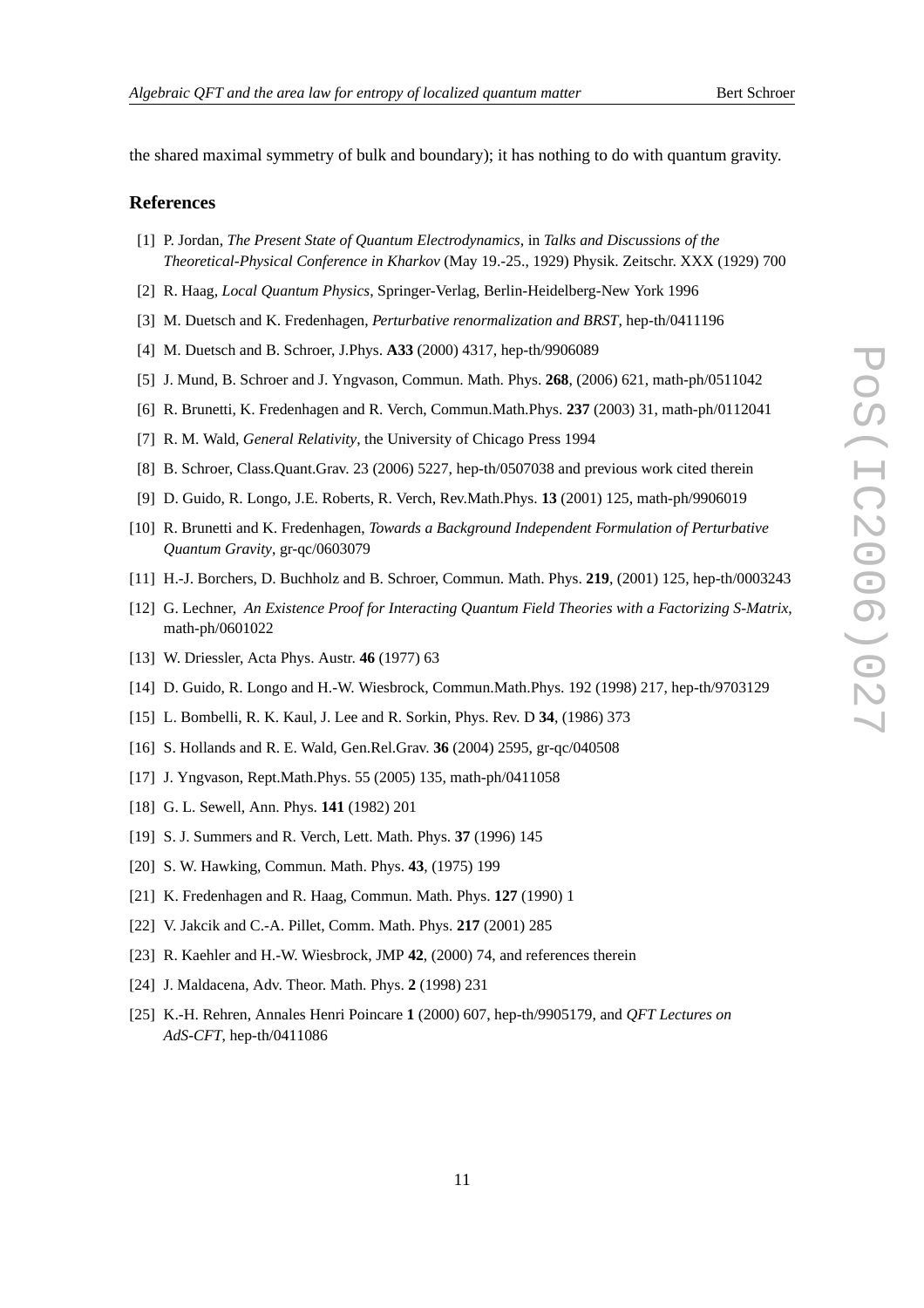the shared maximal symmetry of bulk and boundary); it has nothing to do with quantum gravity.

## References

[1] P. Jordan, *The Present State of Quantum Electrodynamics*, in *Talks and Discussions of the Theoretical-Physical Conference in Kharkov* (May 19.-25., 1929) Physik. Zeitschr. XXX (1929) 700

[2] R. Haag, *Local Quantum Physics*, Springer-Verlag, Berlin-Heidelberg-New York 1996

[3] M. Duetsch and K. Fredenhagen, *Perturbative renormalization and BRST*, hep-th/0411196

[4] M. Duetsch and B. Schroer, J.Phys. **A33** (2000) 4317, hep-th/9906089

[5] J. Mund, B. Schroer and J. Yngvason, Commun. Math. Phys. **268**, (2006) 621, math-ph/0511042

[6] R. Brunetti, K. Fredenhagen and R. Verch, Commun.Math.Phys. **237** (2003) 31, math-ph/0112041

[7] R. M. Wald, *General Relativity*, the University of Chicago Press 1994

[8] B. Schroer, Class.Quant.Grav. 23 (2006) 5227, hep-th/0507038 and previous work cited therein

[9] D. Guido, R. Longo, J.E. Roberts, R. Verch, Rev.Math.Phys. **13** (2001) 125, math-ph/9906019

[10] R. Brunetti and K. Fredenhagen, *Towards a Background Independent Formulation of Perturbative Quantum Gravity*, gr-qc/0603079

[11] H.-J. Borchers, D. Buchholz and B. Schroer, Commun. Math. Phys. **219**, (2001) 125, hep-th/0003243

[12] G. Lechner, *An Existence Proof for Interacting Quantum Field Theories with a Factorizing S-Matrix*, math-ph/0601022

[13] W. Driessler, Acta Phys. Austr. **46** (1977) 63

[14] D. Guido, R. Longo and H.-W. Wiesbrock, Commun.Math.Phys. 192 (1998) 217, hep-th/9703129

[15] L. Bombelli, R. K. Kaul, J. Lee and R. Sorkin, Phys. Rev. D **34**, (1986) 373

[16] S. Hollands and R. E. Wald, Gen.Rel.Grav. **36** (2004) 2595, gr-qc/040508

[17] J. Yngvason, Rept.Math.Phys. 55 (2005) 135, math-ph/0411058

[18] G. L. Sewell, Ann. Phys. **141** (1982) 201

[19] S. J. Summers and R. Verch, Lett. Math. Phys. **37** (1996) 145

[20] S. W. Hawking, Commun. Math. Phys. **43**, (1975) 199

[21] K. Fredenhagen and R. Haag, Commun. Math. Phys. **127** (1990) 1

[22] V. Jakcik and C.-A. Pillet, Comm. Math. Phys. **217** (2001) 285

[23] R. Kaehler and H.-W. Wiesbrock, JMP **42**, (2000) 74, and references therein

[24] J. Maldacena, Adv. Theor. Math. Phys. **2** (1998) 231

[25] K.-H. Rehren, Annales Henri Poincare **1** (2000) 607, hep-th/9905179, and *QFT Lectures on AdS-CFT*, hep-th/0411086